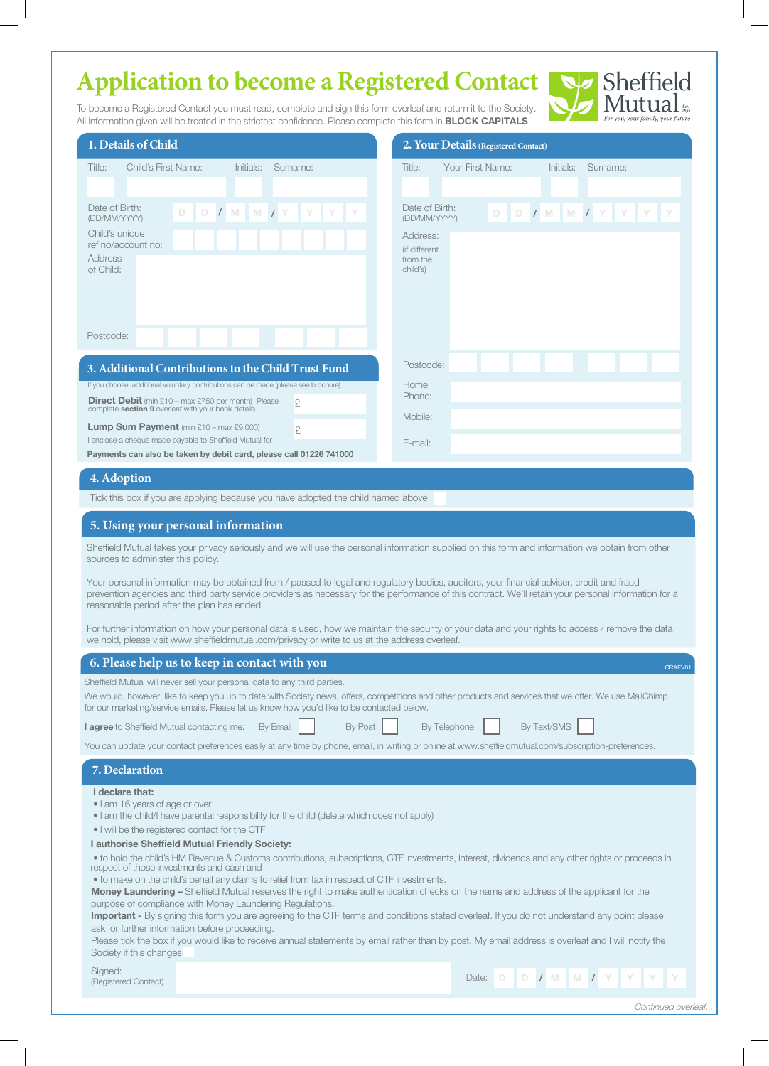# Application to become a Registered Contact

Sheffield Mutual
*For you, your family, your future*

To become a Registered Contact you must read, complete and sign this form overleaf and return it to the Society.
All information given will be treated in the strictest confidence. Please complete this form in **BLOCK CAPITALS**

## 1. Details of Child

Title: Child's First Name: Initials: Surname:

Date of Birth: (DD/MM/YYYY) D D / M M / Y Y Y Y

Child's unique ref no/account no:

Address of Child:

Postcode:

## 2. Your Details (Registered Contact)

Title: Your First Name: Initials: Surname:

Date of Birth: (DD/MM/YYYY) D D / M M / Y Y Y Y

Address: (if different from the child's)

Postcode:

Home Phone:

Mobile:

E-mail:

## 3. Additional Contributions to the Child Trust Fund

If you choose, additional voluntary contributions can be made (please see brochure)

**Direct Debit** (min £10 – max £750 per month) Please complete **section 9** overleaf with your bank details £

**Lump Sum Payment** (min £10 – max £9,000) £
I enclose a cheque made payable to Sheffield Mutual for

**Payments can also be taken by debit card, please call 01226 741000**

## 4. Adoption

Tick this box if you are applying because you have adopted the child named above ☐

## 5. Using your personal information

Sheffield Mutual takes your privacy seriously and we will use the personal information supplied on this form and information we obtain from other sources to administer this policy.

Your personal information may be obtained from / passed to legal and regulatory bodies, auditors, your financial adviser, credit and fraud prevention agencies and third party service providers as necessary for the performance of this contract. We'll retain your personal information for a reasonable period after the plan has ended.

For further information on how your personal data is used, how we maintain the security of your data and your rights to access / remove the data we hold, please visit www.sheffieldmutual.com/privacy or write to us at the address overleaf.

## 6. Please help us to keep in contact with you

CRAFV01

Sheffield Mutual will never sell your personal data to any third parties.

We would, however, like to keep you up to date with Society news, offers, competitions and other products and services that we offer. We use MailChimp for our marketing/service emails. Please let us know how you'd like to be contacted below.

**I agree** to Sheffield Mutual contacting me: By Email ☐ By Post ☐ By Telephone ☐ By Text/SMS ☐

You can update your contact preferences easily at any time by phone, email, in writing or online at www.sheffieldmutual.com/subscription-preferences.

## 7. Declaration

**I declare that:**

- I am 16 years of age or over
- I am the child/I have parental responsibility for the child (delete which does not apply)
- I will be the registered contact for the CTF

**I authorise Sheffield Mutual Friendly Society:**

- to hold the child's HM Revenue & Customs contributions, subscriptions, CTF investments, interest, dividends and any other rights or proceeds in respect of those investments and cash and
- to make on the child's behalf any claims to relief from tax in respect of CTF investments.

**Money Laundering –** Sheffield Mutual reserves the right to make authentication checks on the name and address of the applicant for the purpose of compliance with Money Laundering Regulations.

**Important -** By signing this form you are agreeing to the CTF terms and conditions stated overleaf. If you do not understand any point please ask for further information before proceeding.

Please tick the box if you would like to receive annual statements by email rather than by post. My email address is overleaf and I will notify the Society if this changes ☐

Signed: (Registered Contact)

Date: D D / M M / Y Y Y Y

*Continued overleaf...*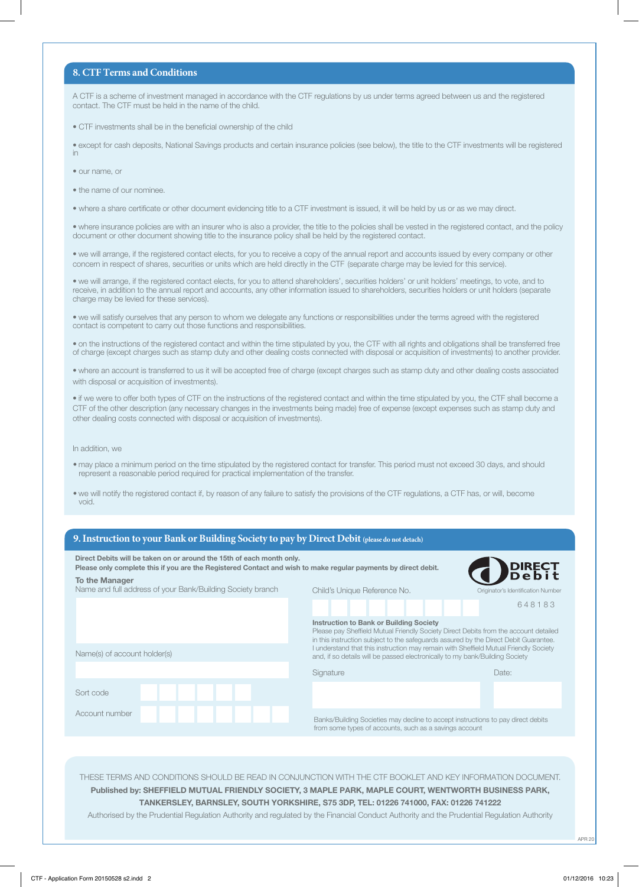## 8. CTF Terms and Conditions

A CTF is a scheme of investment managed in accordance with the CTF regulations by us under terms agreed between us and the registered contact. The CTF must be held in the name of the child.

- CTF investments shall be in the beneficial ownership of the child
- except for cash deposits, National Savings products and certain insurance policies (see below), the title to the CTF investments will be registered in
- our name, or
- the name of our nominee.
- where a share certificate or other document evidencing title to a CTF investment is issued, it will be held by us or as we may direct.
- where insurance policies are with an insurer who is also a provider, the title to the policies shall be vested in the registered contact, and the policy document or other document showing title to the insurance policy shall be held by the registered contact.
- we will arrange, if the registered contact elects, for you to receive a copy of the annual report and accounts issued by every company or other concern in respect of shares, securities or units which are held directly in the CTF (separate charge may be levied for this service).
- we will arrange, if the registered contact elects, for you to attend shareholders', securities holders' or unit holders' meetings, to vote, and to receive, in addition to the annual report and accounts, any other information issued to shareholders, securities holders or unit holders (separate charge may be levied for these services).
- we will satisfy ourselves that any person to whom we delegate any functions or responsibilities under the terms agreed with the registered contact is competent to carry out those functions and responsibilities.
- on the instructions of the registered contact and within the time stipulated by you, the CTF with all rights and obligations shall be transferred free of charge (except charges such as stamp duty and other dealing costs connected with disposal or acquisition of investments) to another provider.
- where an account is transferred to us it will be accepted free of charge (except charges such as stamp duty and other dealing costs associated with disposal or acquisition of investments).
- if we were to offer both types of CTF on the instructions of the registered contact and within the time stipulated by you, the CTF shall become a CTF of the other description (any necessary changes in the investments being made) free of expense (except expenses such as stamp duty and other dealing costs connected with disposal or acquisition of investments).

In addition, we

- may place a minimum period on the time stipulated by the registered contact for transfer. This period must not exceed 30 days, and should represent a reasonable period required for practical implementation of the transfer.
- we will notify the registered contact if, by reason of any failure to satisfy the provisions of the CTF regulations, a CTF has, or will, become void.

## 9. Instruction to your Bank or Building Society to pay by Direct Debit (please do not detach)

**Direct Debits will be taken on or around the 15th of each month only.**
**Please only complete this if you are the Registered Contact and wish to make regular payments by direct debit.**

DIRECT Debit

**To the Manager**
Name and full address of your Bank/Building Society branch

Name(s) of account holder(s)

Sort code

Account number

Child's Unique Reference No.

Originator's Identification Number
648183

**Instruction to Bank or Building Society**
Please pay Sheffield Mutual Friendly Society Direct Debits from the account detailed in this instruction subject to the safeguards assured by the Direct Debit Guarantee. I understand that this instruction may remain with Sheffield Mutual Friendly Society and, if so details will be passed electronically to my bank/Building Society

Signature

Date:

Banks/Building Societies may decline to accept instructions to pay direct debits from some types of accounts, such as a savings account

THESE TERMS AND CONDITIONS SHOULD BE READ IN CONJUNCTION WITH THE CTF BOOKLET AND KEY INFORMATION DOCUMENT.

**Published by: SHEFFIELD MUTUAL FRIENDLY SOCIETY, 3 MAPLE PARK, MAPLE COURT, WENTWORTH BUSINESS PARK, TANKERSLEY, BARNSLEY, SOUTH YORKSHIRE, S75 3DP, TEL: 01226 741000, FAX: 01226 741222**

Authorised by the Prudential Regulation Authority and regulated by the Financial Conduct Authority and the Prudential Regulation Authority

APR 20